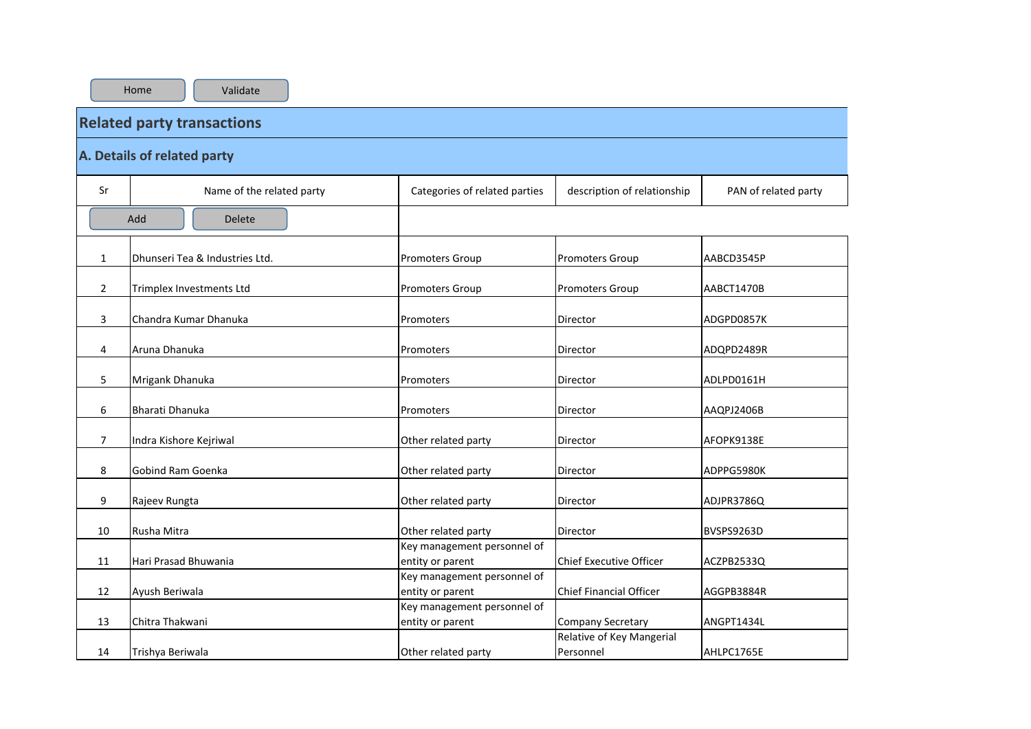Home Validate

## Related party transactions

### A. Details of related party

| Sr | Name of the related party | Categories of related parties | description of relationship | PAN of related party |
|---|---|---|---|---|
| 1 | Dhunseri Tea & Industries Ltd. | Promoters Group | Promoters Group | AABCD3545P |
| 2 | Trimplex Investments Ltd | Promoters Group | Promoters Group | AABCT1470B |
| 3 | Chandra Kumar Dhanuka | Promoters | Director | ADGPD0857K |
| 4 | Aruna Dhanuka | Promoters | Director | ADQPD2489R |
| 5 | Mrigank Dhanuka | Promoters | Director | ADLPD0161H |
| 6 | Bharati Dhanuka | Promoters | Director | AAQPJ2406B |
| 7 | Indra Kishore Kejriwal | Other related party | Director | AFOPK9138E |
| 8 | Gobind Ram Goenka | Other related party | Director | ADPPG5980K |
| 9 | Rajeev Rungta | Other related party | Director | ADJPR3786Q |
| 10 | Rusha Mitra | Other related party | Director | BVSPS9263D |
| 11 | Hari Prasad Bhuwania | Key management personnel of entity or parent | Chief Executive Officer | ACZPB2533Q |
| 12 | Ayush Beriwala | Key management personnel of entity or parent | Chief Financial Officer | AGGPB3884R |
| 13 | Chitra Thakwani | Key management personnel of entity or parent | Company Secretary | ANGPT1434L |
| 14 | Trishya Beriwala | Other related party | Relative of Key Mangerial Personnel | AHLPC1765E |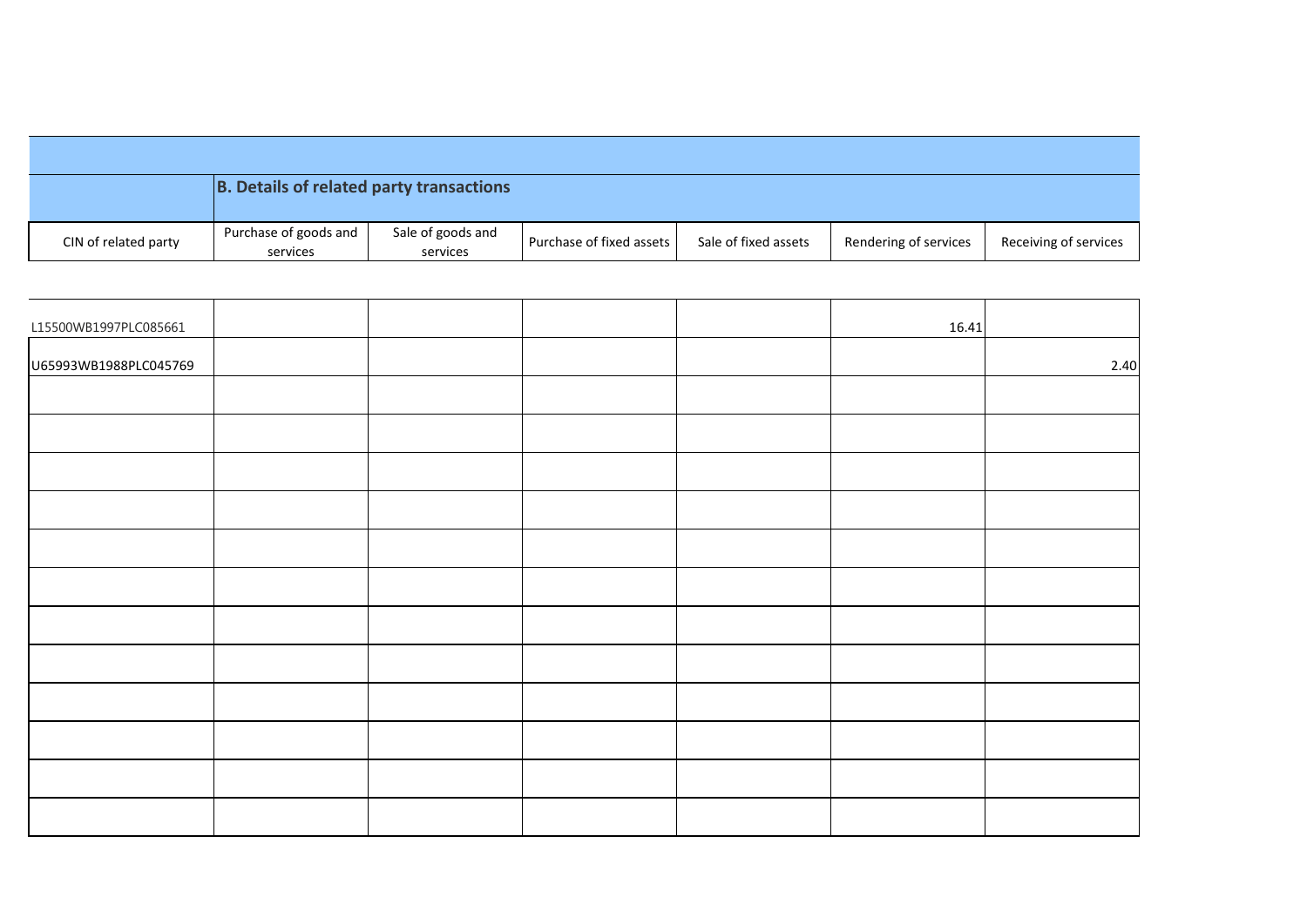## B. Details of related party transactions

| CIN of related party | Purchase of goods and services | Sale of goods and services | Purchase of fixed assets | Sale of fixed assets | Rendering of services | Receiving of services |
|---|---|---|---|---|---|---|
| L15500WB1997PLC085661 | | | | | 16.41 | |
| U65993WB1988PLC045769 | | | | | | 2.40 |
| | | | | | | |
| | | | | | | |
| | | | | | | |
| | | | | | | |
| | | | | | | |
| | | | | | | |
| | | | | | | |
| | | | | | | |
| | | | | | | |
| | | | | | | |
| | | | | | | |
| | | | | | | |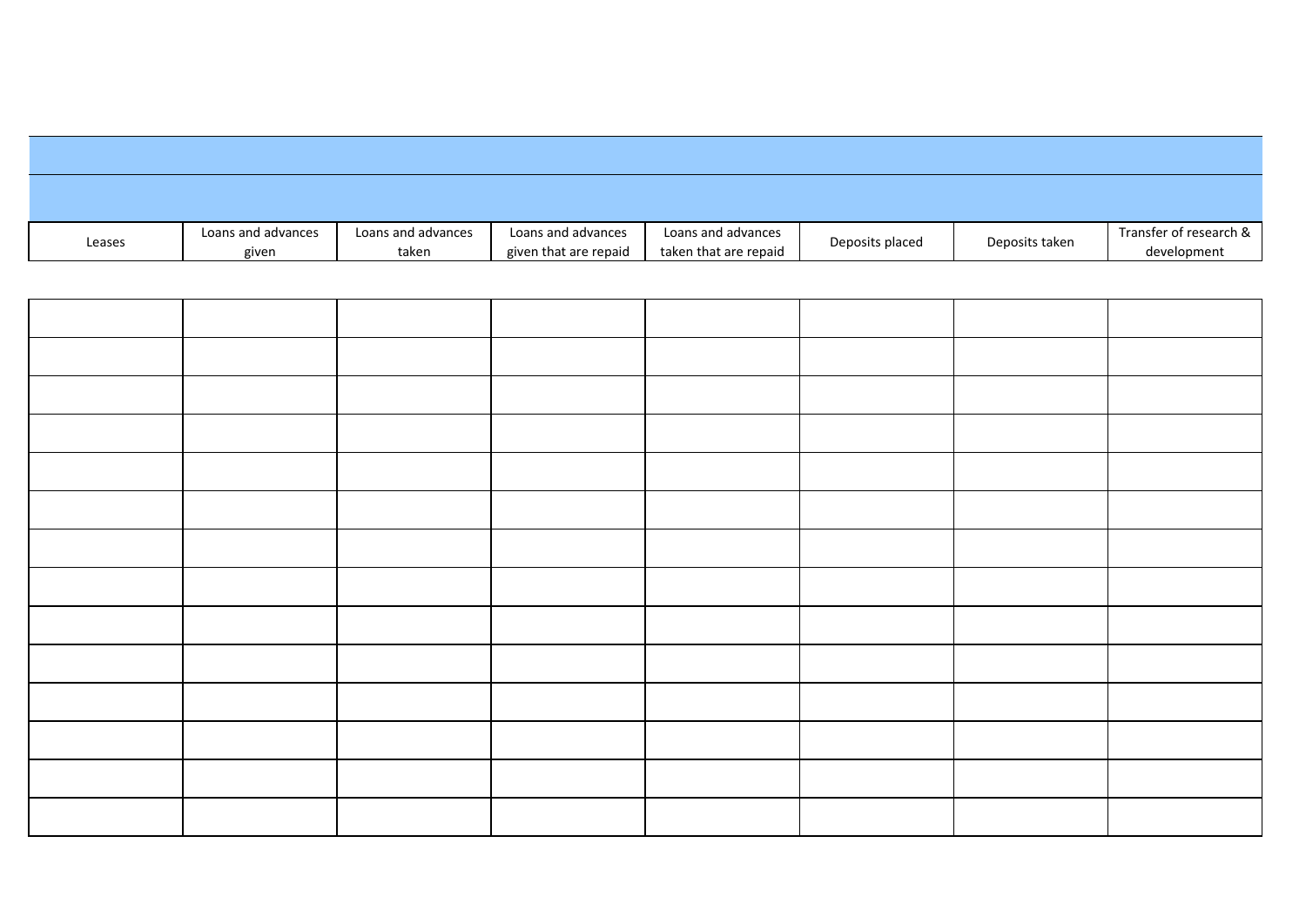| Leases | Loans and advances given | Loans and advances taken | Loans and advances given that are repaid | Loans and advances taken that are repaid | Deposits placed | Deposits taken | Transfer of research & development |
|---|---|---|---|---|---|---|---|
| | | | | | | | |
| | | | | | | | |
| | | | | | | | |
| | | | | | | | |
| | | | | | | | |
| | | | | | | | |
| | | | | | | | |
| | | | | | | | |
| | | | | | | | |
| | | | | | | | |
| | | | | | | | |
| | | | | | | | |
| | | | | | | | |
| | | | | | | | |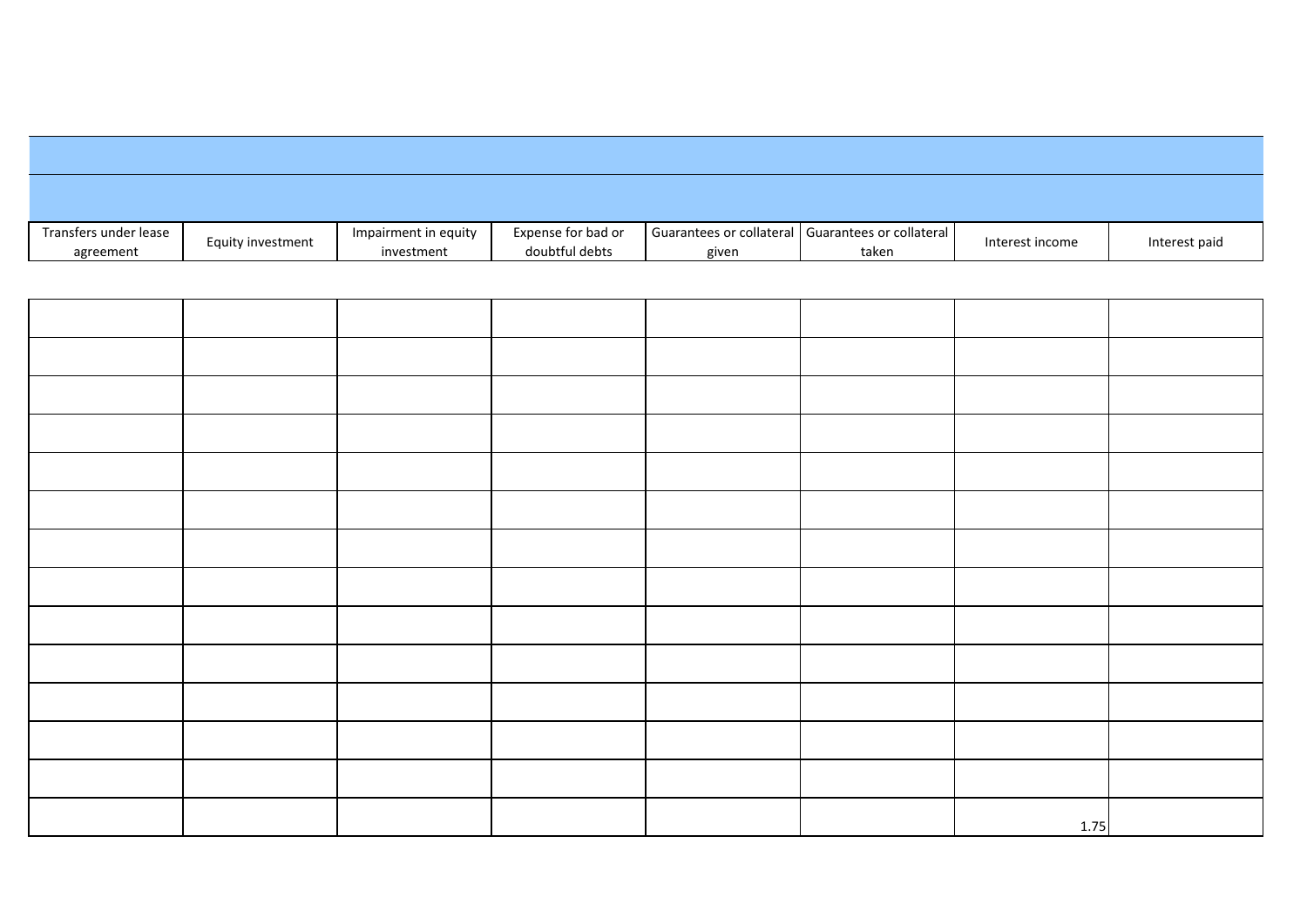| Transfers under lease agreement | Equity investment | Impairment in equity investment | Expense for bad or doubtful debts | Guarantees or collateral given | Guarantees or collateral taken | Interest income | Interest paid |
|---|---|---|---|---|---|---|---|
| | | | | | | | |
| | | | | | | | |
| | | | | | | | |
| | | | | | | | |
| | | | | | | | |
| | | | | | | | |
| | | | | | | | |
| | | | | | | | |
| | | | | | | | |
| | | | | | | | |
| | | | | | | | |
| | | | | | | | |
| | | | | | | | |
| | | | | | | 1.75 | |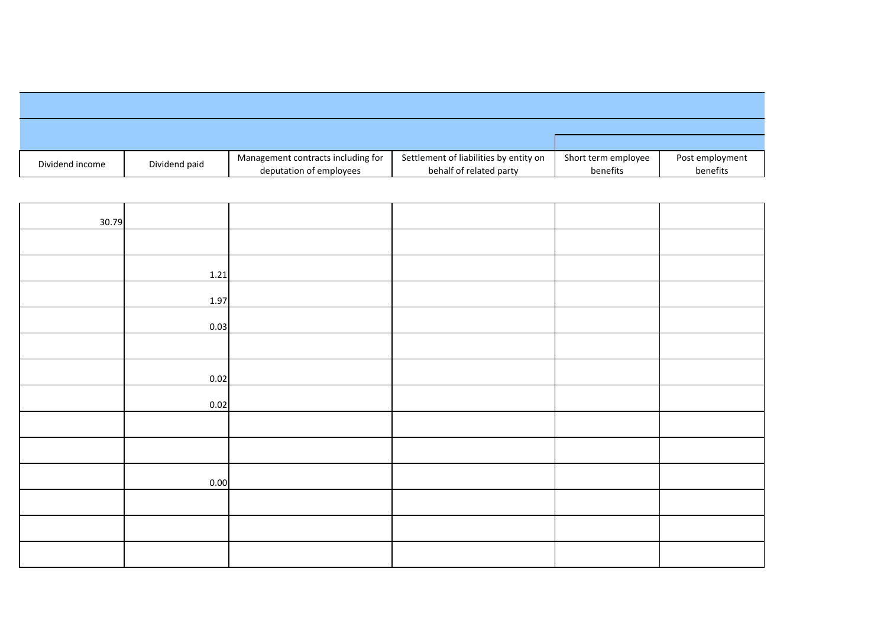| Dividend income | Dividend paid | Management contracts including for deputation of employees | Settlement of liabilities by entity on behalf of related party | Short term employee benefits | Post employment benefits |
|---|---|---|---|---|---|
| 30.79 | | | | | |
| | | | | | |
| | 1.21 | | | | |
| | 1.97 | | | | |
| | 0.03 | | | | |
| | | | | | |
| | 0.02 | | | | |
| | 0.02 | | | | |
| | | | | | |
| | | | | | |
| | 0.00 | | | | |
| | | | | | |
| | | | | | |
| | | | | | |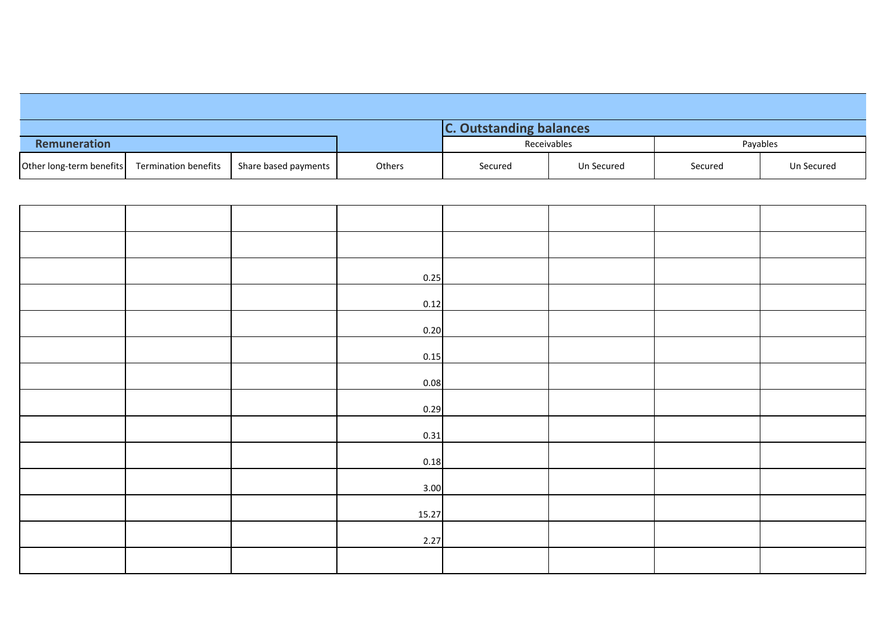| Remuneration | | | | C. Outstanding balances | | | |
|---|---|---|---|---|---|---|---|
| | | | | Receivables | | Payables | |
| Other long-term benefits | Termination benefits | Share based payments | Others | Secured | Un Secured | Secured | Un Secured |
| | | | | | | | |
| | | | | | | | |
| | | | 0.25 | | | | |
| | | | 0.12 | | | | |
| | | | 0.20 | | | | |
| | | | 0.15 | | | | |
| | | | 0.08 | | | | |
| | | | 0.29 | | | | |
| | | | 0.31 | | | | |
| | | | 0.18 | | | | |
| | | | 3.00 | | | | |
| | | | 15.27 | | | | |
| | | | 2.27 | | | | |
| | | | | | | | |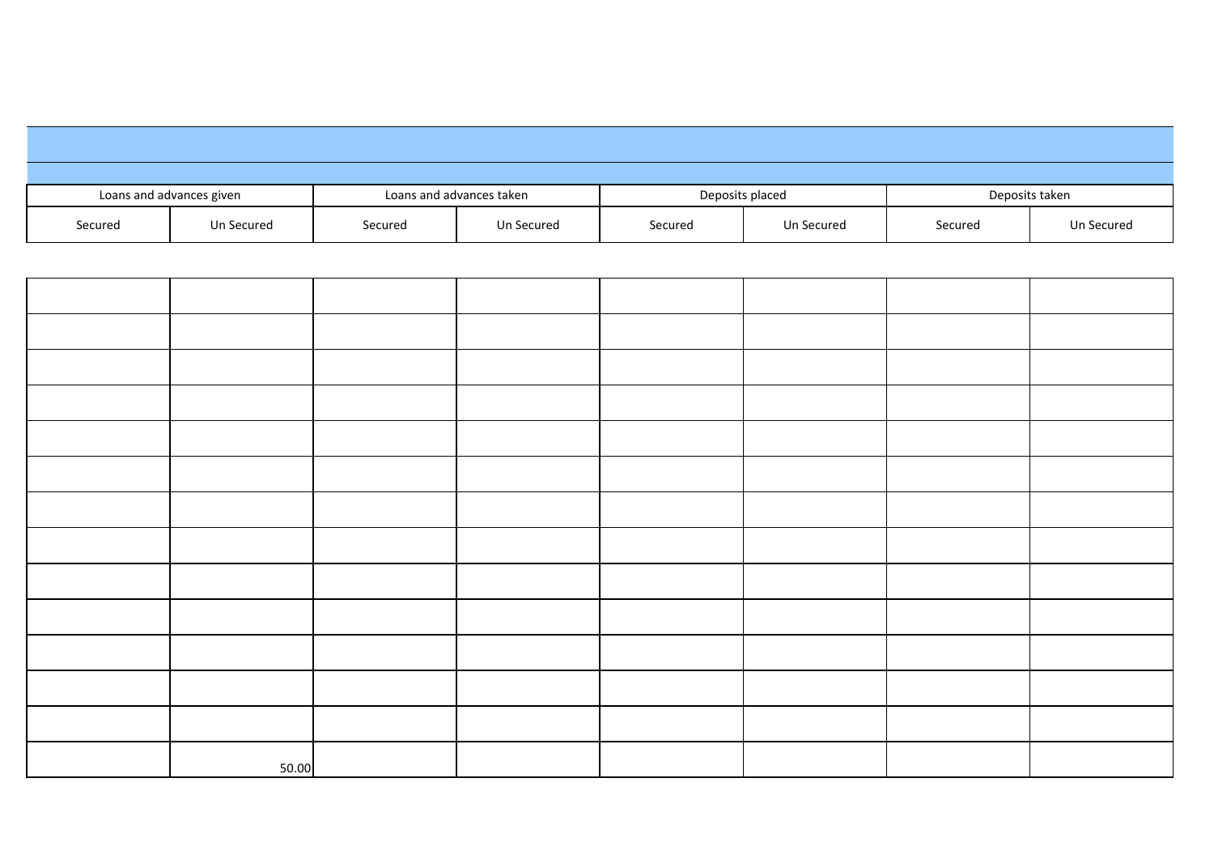| Loans and advances given | | Loans and advances taken | | Deposits placed | | Deposits taken | |
|---|---|---|---|---|---|---|---|
| Secured | Un Secured | Secured | Un Secured | Secured | Un Secured | Secured | Un Secured |
| | | | | | | | |
| | | | | | | | |
| | | | | | | | |
| | | | | | | | |
| | | | | | | | |
| | | | | | | | |
| | | | | | | | |
| | | | | | | | |
| | | | | | | | |
| | | | | | | | |
| | | | | | | | |
| | | | | | | | |
| | | | | | | | |
| | 50.00 | | | | | | |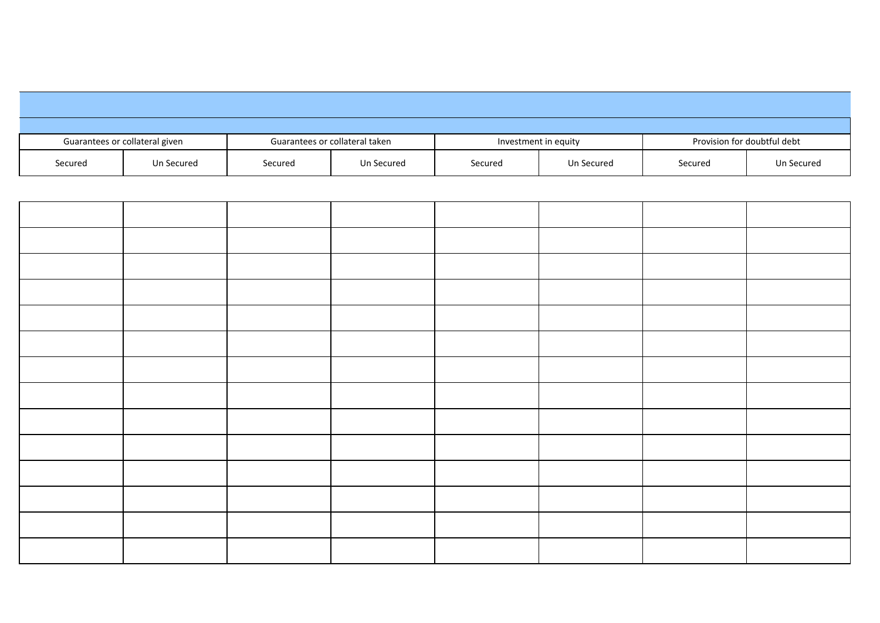| Guarantees or collateral given | | Guarantees or collateral taken | | Investment in equity | | Provision for doubtful debt | |
|---|---|---|---|---|---|---|---|
| Secured | Un Secured | Secured | Un Secured | Secured | Un Secured | Secured | Un Secured |
| | | | | | | | |
| | | | | | | | |
| | | | | | | | |
| | | | | | | | |
| | | | | | | | |
| | | | | | | | |
| | | | | | | | |
| | | | | | | | |
| | | | | | | | |
| | | | | | | | |
| | | | | | | | |
| | | | | | | | |
| | | | | | | | |
| | | | | | | | |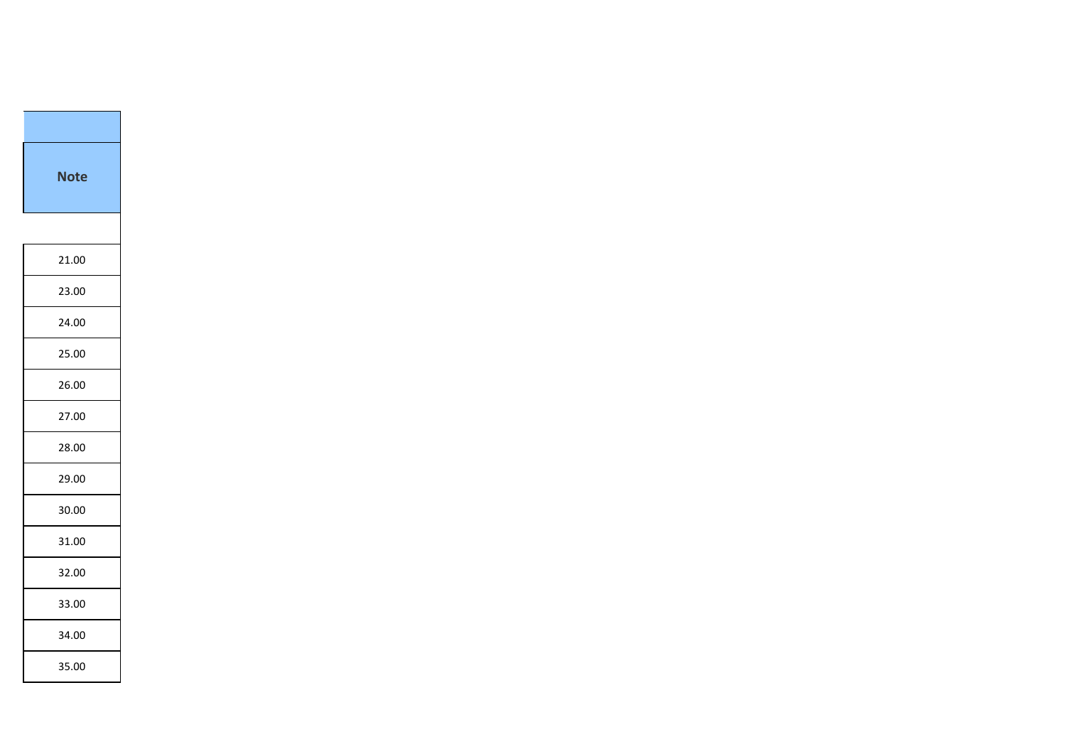| Note |
|---|
| |
| 21.00 |
| 23.00 |
| 24.00 |
| 25.00 |
| 26.00 |
| 27.00 |
| 28.00 |
| 29.00 |
| 30.00 |
| 31.00 |
| 32.00 |
| 33.00 |
| 34.00 |
| 35.00 |